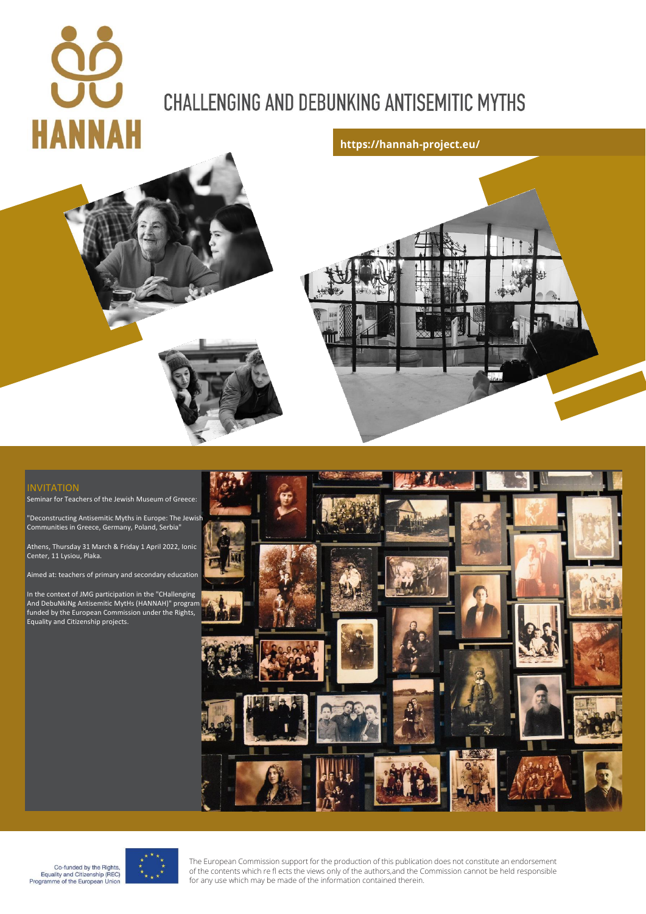# HANNAH

## CHALLENGING AND DEBUNKING ANTISEMITIC MYTHS

**https://hannah-project.eu/**

### INVITATION

Seminar for Teachers of the Jewish Museum of Greece:

"Deconstructing Antisemitic Myths in Europe: The Jewish Communities in Greece, Germany, Poland, Serbia"

Athens, Thursday 31 March & Friday 1 April 2022, Ionic Center, 11 Lysiou, Plaka.

Aimed at: teachers of primary and secondary education

In the context of JMG participation in the "CHallenging And DebuNkiNg Antisemitic MytHs (HANNAH)" program funded by the European Commission under the Rights, Equality and Citizenship projects.

Co-funded by the Rights, Equality and Citizenship (REC) Programme of the European Union

The European Commission support for the production of this publication does not constitute an endorsement of the contents which re fl ects the views only of the authors,and the Commission cannot be held responsible for any use which may be made of the information contained therein.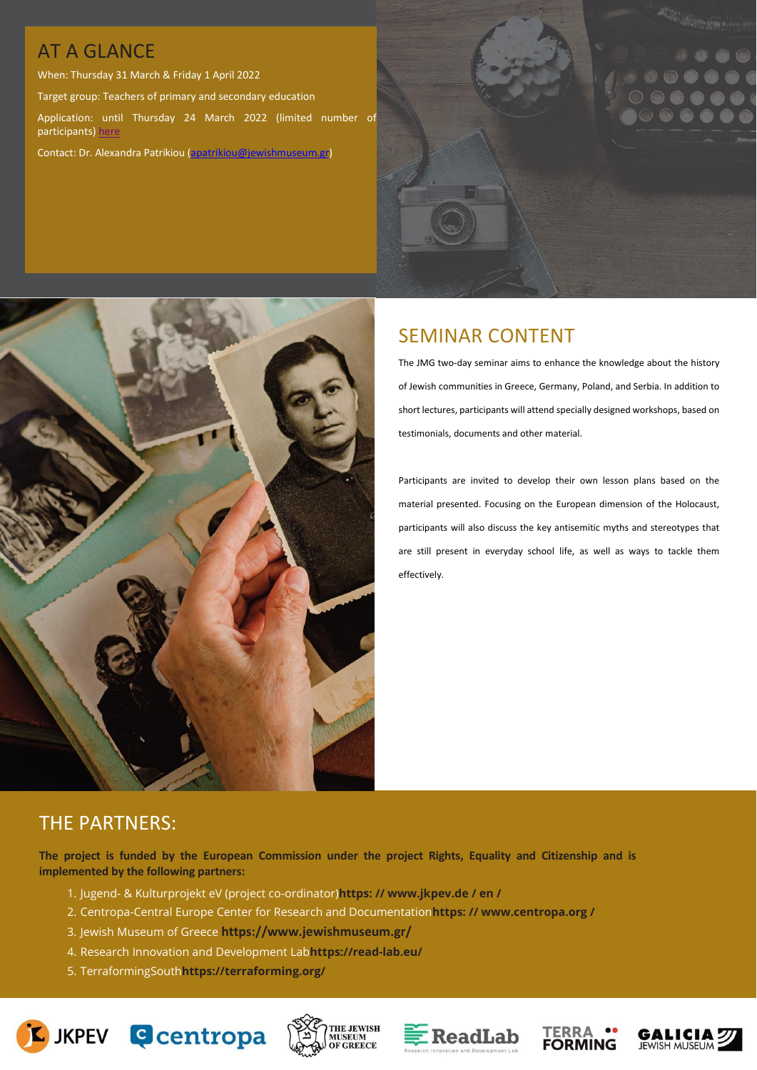## AT A GLANCE

When: Thursday 31 March & Friday 1 April 2022

Target group: Teachers of primary and secondary education

Application: until Thursday 24 March 2022 (limited number of participants) here

Contact: Dr. Alexandra Patrikiou (apatrikiou@jewishmuseum.gr)

## SEMINAR CONTENT

The JMG two-day seminar aims to enhance the knowledge about the history of Jewish communities in Greece, Germany, Poland, and Serbia. In addition to short lectures, participants will attend specially designed workshops, based on testimonials, documents and other material.

Participants are invited to develop their own lesson plans based on the material presented. Focusing on the European dimension of the Holocaust, participants will also discuss the key antisemitic myths and stereotypes that are still present in everyday school life, as well as ways to tackle them effectively.

## THE PARTNERS:

**The project is funded by the European Commission under the project Rights, Equality and Citizenship and is implemented by the following partners:**

1. Jugend- & Kulturprojekt eV (project co-ordinator)**https: // www.jkpev.de / en /**
2. Centropa-Central Europe Center for Research and Documentation**https: // www.centropa.org /**
3. Jewish Museum of Greece **https://www.jewishmuseum.gr/**
4. Research Innovation and Development Lab**https://read-lab.eu/**
5. TerraformingSouth**https://terraforming.org/**

JKPEV centropa THE JEWISH MUSEUM OF GREECE ReadLab Research Innovation and Development Lab TERRA FORMING GALICIA JEWISH MUSEUM